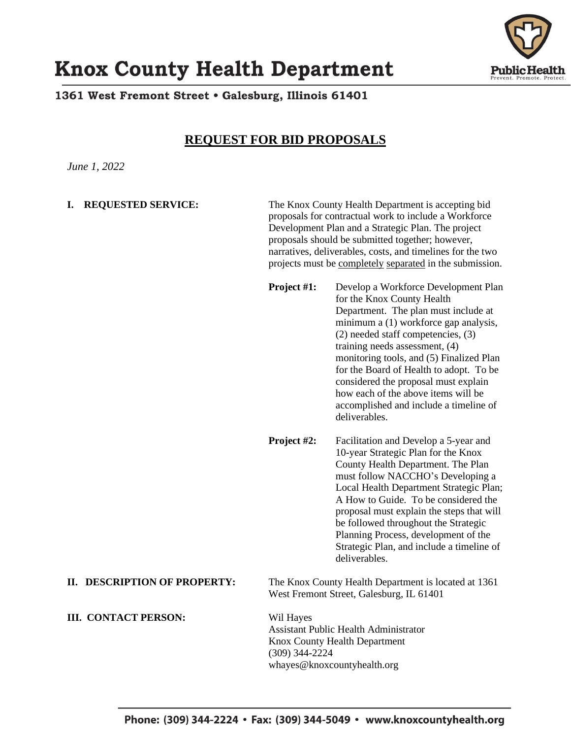# Knox County Health Department

**1361 West Fremont Street • Galesburg, Illinois 61401**

## REQUEST FOR BID PROPOSALS

*June 1, 2022*

**I. REQUESTED SERVICE:**

The Knox County Health Department is accepting bid proposals for contractual work to include a Workforce Development Plan and a Strategic Plan. The project proposals should be submitted together; however, narratives, deliverables, costs, and timelines for the two projects must be completely separated in the submission.

**Project #1:** Develop a Workforce Development Plan for the Knox County Health Department. The plan must include at minimum a (1) workforce gap analysis, (2) needed staff competencies, (3) training needs assessment, (4) monitoring tools, and (5) Finalized Plan for the Board of Health to adopt. To be considered the proposal must explain how each of the above items will be accomplished and include a timeline of deliverables.

**Project #2:** Facilitation and Develop a 5-year and 10-year Strategic Plan for the Knox County Health Department. The Plan must follow NACCHO's Developing a Local Health Department Strategic Plan; A How to Guide. To be considered the proposal must explain the steps that will be followed throughout the Strategic Planning Process, development of the Strategic Plan, and include a timeline of deliverables.

**II. DESCRIPTION OF PROPERTY:**

The Knox County Health Department is located at 1361 West Fremont Street, Galesburg, IL 61401

**III. CONTACT PERSON:**

Wil Hayes
Assistant Public Health Administrator
Knox County Health Department
(309) 344-2224
whayes@knoxcountyhealth.org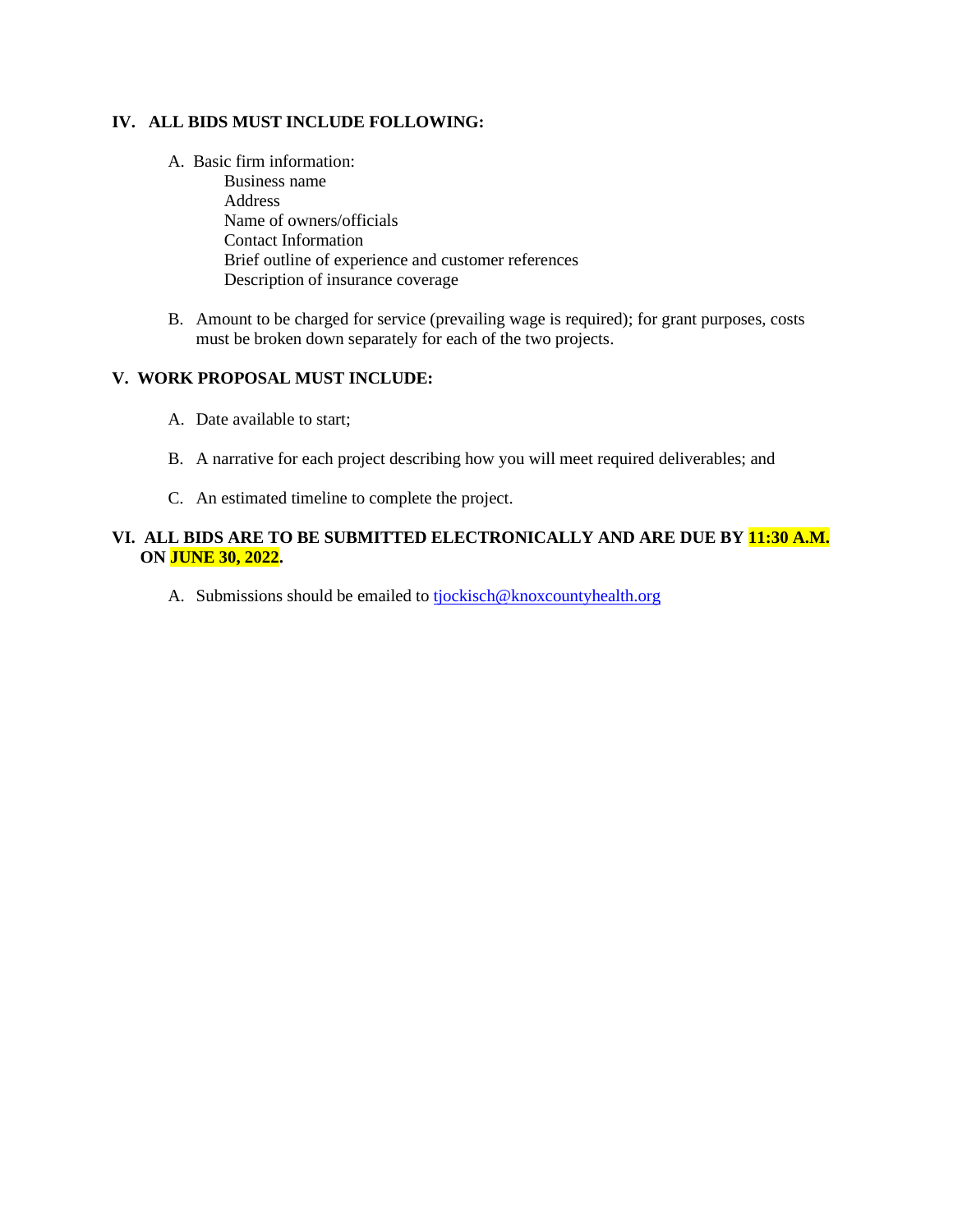## IV. ALL BIDS MUST INCLUDE FOLLOWING:

A. Basic firm information:
   - Business name
   - Address
   - Name of owners/officials
   - Contact Information
   - Brief outline of experience and customer references
   - Description of insurance coverage

B. Amount to be charged for service (prevailing wage is required); for grant purposes, costs must be broken down separately for each of the two projects.

## V. WORK PROPOSAL MUST INCLUDE:

A. Date available to start;

B. A narrative for each project describing how you will meet required deliverables; and

C. An estimated timeline to complete the project.

## VI. ALL BIDS ARE TO BE SUBMITTED ELECTRONICALLY AND ARE DUE BY 11:30 A.M. ON JUNE 30, 2022.

A. Submissions should be emailed to tjockisch@knoxcountyhealth.org